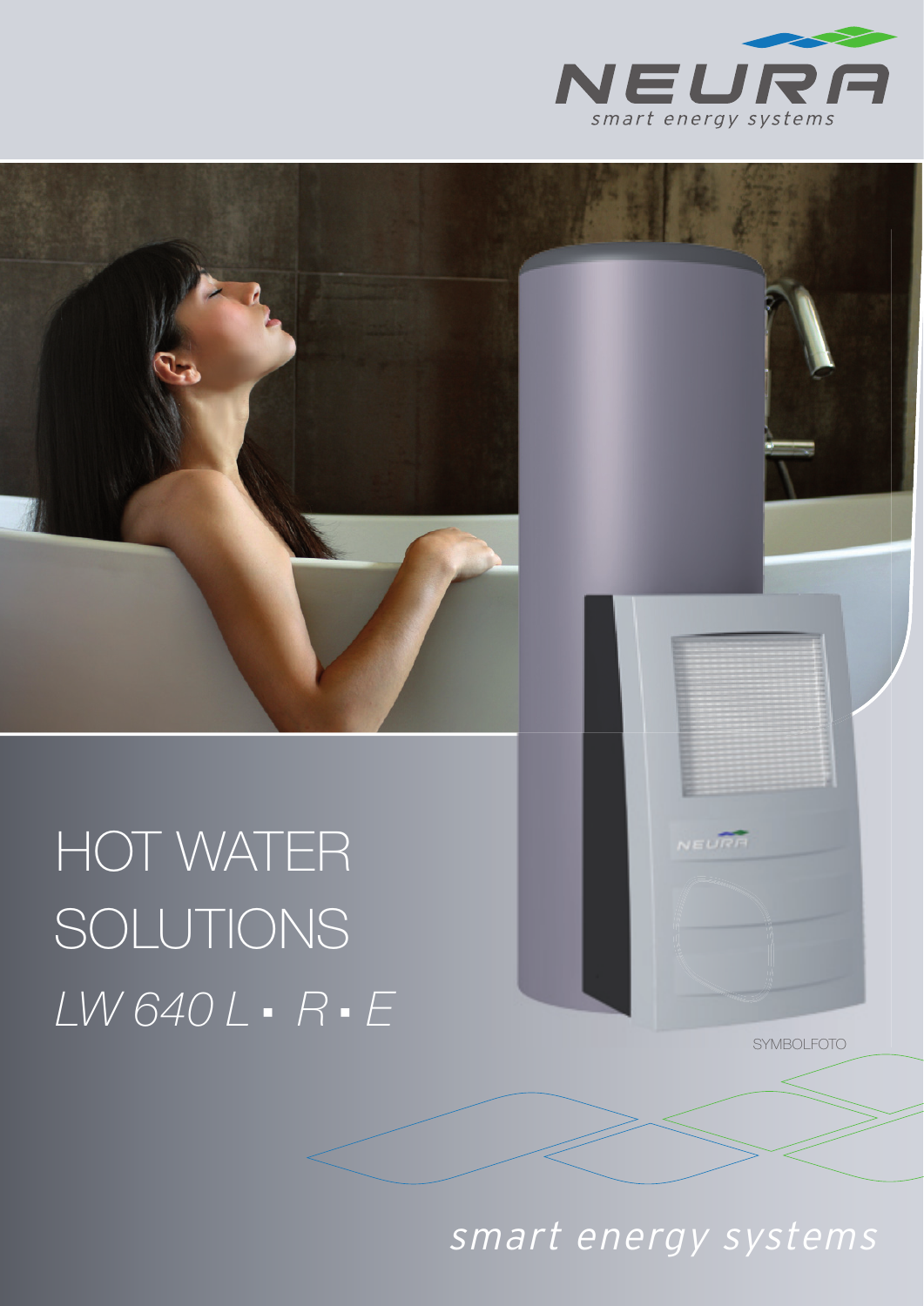NEURA

*smart energy systems*

# HOT WATER SOLUTIONS

*LW 640 L ▪ R ▪ E*

SYMBOLFOTO

*smart energy systems*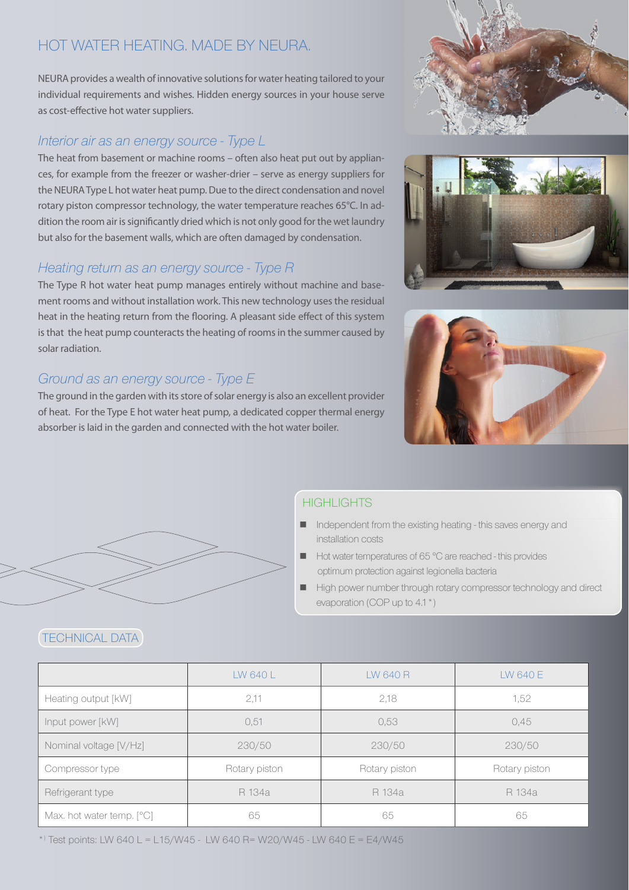# HOT WATER HEATING. MADE BY NEURA.

NEURA provides a wealth of innovative solutions for water heating tailored to your individual requirements and wishes. Hidden energy sources in your house serve as cost-effective hot water suppliers.

## *Interior air as an energy source - Type L*

The heat from basement or machine rooms – often also heat put out by appliances, for example from the freezer or washer-drier – serve as energy suppliers for the NEURA Type L hot water heat pump. Due to the direct condensation and novel rotary piston compressor technology, the water temperature reaches 65°C. In addition the room air is significantly dried which is not only good for the wet laundry but also for the basement walls, which are often damaged by condensation.

## *Heating return as an energy source - Type R*

The Type R hot water heat pump manages entirely without machine and basement rooms and without installation work. This new technology uses the residual heat in the heating return from the flooring. A pleasant side effect of this system is that the heat pump counteracts the heating of rooms in the summer caused by solar radiation.

## *Ground as an energy source - Type E*

The ground in the garden with its store of solar energy is also an excellent provider of heat. For the Type E hot water heat pump, a dedicated copper thermal energy absorber is laid in the garden and connected with the hot water boiler.

## HIGHLIGHTS

- Independent from the existing heating - this saves energy and installation costs
- Hot water temperatures of 65 °C are reached - this provides optimum protection against legionella bacteria
- High power number through rotary compressor technology and direct evaporation (COP up to 4.1 *)

## TECHNICAL DATA

| | LW 640 L | LW 640 R | LW 640 E |
|---|---|---|---|
| Heating output [kW] | 2,11 | 2,18 | 1,52 |
| Input power [kW] | 0,51 | 0,53 | 0,45 |
| Nominal voltage [V/Hz] | 230/50 | 230/50 | 230/50 |
| Compressor type | Rotary piston | Rotary piston | Rotary piston |
| Refrigerant type | R 134a | R 134a | R 134a |
| Max. hot water temp. [°C] | 65 | 65 | 65 |

*) Test points: LW 640 L = L15/W45 - LW 640 R= W20/W45 - LW 640 E = E4/W45